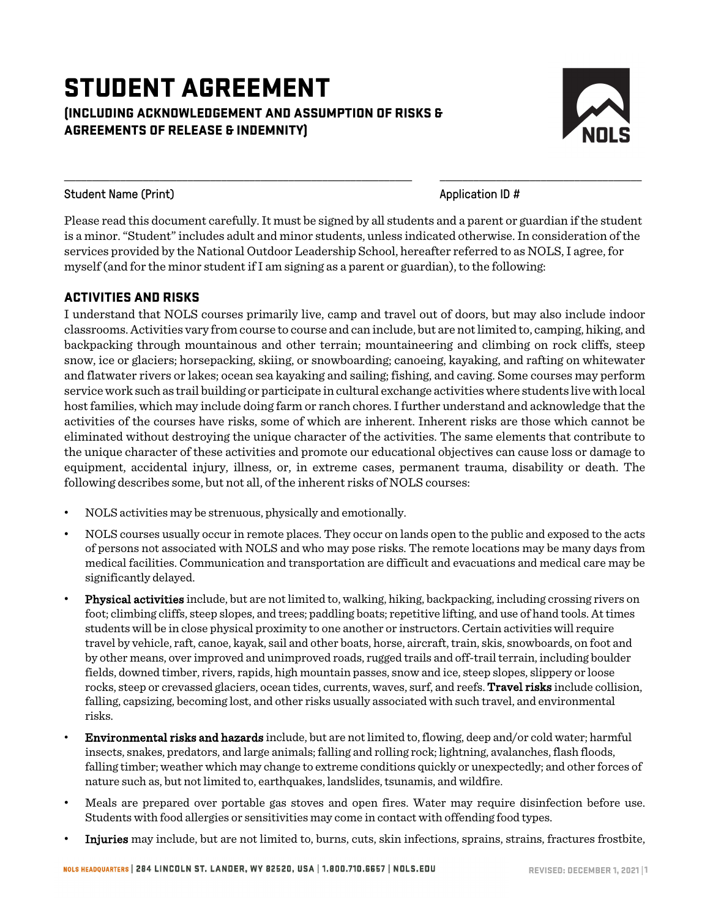# STUDENT AGREEMENT

## (INCLUDING ACKNOWLEDGEMENT AND ASSUMPTION OF RISKS & AGREEMENTS OF RELEASE & INDEMNITY)

\_\_\_\_\_\_\_\_\_\_\_\_\_\_\_\_\_\_\_\_\_\_\_\_\_\_\_\_\_\_\_\_\_\_\_\_\_\_\_\_\_\_ \_\_\_\_\_\_\_\_\_\_\_\_\_\_\_\_\_\_\_\_\_\_\_\_\_\_

Student Name (Print) Application ID #

Please read this document carefully. It must be signed by all students and a parent or guardian if the student is a minor. "Student" includes adult and minor students, unless indicated otherwise. In consideration of the services provided by the National Outdoor Leadership School, hereafter referred to as NOLS, I agree, for myself (and for the minor student if I am signing as a parent or guardian), to the following:

### ACTIVITIES AND RISKS

I understand that NOLS courses primarily live, camp and travel out of doors, but may also include indoor classrooms. Activities vary from course to course and can include, but are not limited to, camping, hiking, and backpacking through mountainous and other terrain; mountaineering and climbing on rock cliffs, steep snow, ice or glaciers; horsepacking, skiing, or snowboarding; canoeing, kayaking, and rafting on whitewater and flatwater rivers or lakes; ocean sea kayaking and sailing; fishing, and caving. Some courses may perform service work such as trail building or participate in cultural exchange activities where students live with local host families, which may include doing farm or ranch chores. I further understand and acknowledge that the activities of the courses have risks, some of which are inherent. Inherent risks are those which cannot be eliminated without destroying the unique character of the activities. The same elements that contribute to the unique character of these activities and promote our educational objectives can cause loss or damage to equipment, accidental injury, illness, or, in extreme cases, permanent trauma, disability or death. The following describes some, but not all, of the inherent risks of NOLS courses:

- NOLS activities may be strenuous, physically and emotionally.
- NOLS courses usually occur in remote places. They occur on lands open to the public and exposed to the acts of persons not associated with NOLS and who may pose risks. The remote locations may be many days from medical facilities. Communication and transportation are difficult and evacuations and medical care may be significantly delayed.
- **Physical activities** include, but are not limited to, walking, hiking, backpacking, including crossing rivers on foot; climbing cliffs, steep slopes, and trees; paddling boats; repetitive lifting, and use of hand tools. At times students will be in close physical proximity to one another or instructors. Certain activities will require travel by vehicle, raft, canoe, kayak, sail and other boats, horse, aircraft, train, skis, snowboards, on foot and by other means, over improved and unimproved roads, rugged trails and off-trail terrain, including boulder fields, downed timber, rivers, rapids, high mountain passes, snow and ice, steep slopes, slippery or loose rocks, steep or crevassed glaciers, ocean tides, currents, waves, surf, and reefs. **Travel risks** include collision, falling, capsizing, becoming lost, and other risks usually associated with such travel, and environmental risks.
- **Environmental risks and hazards** include, but are not limited to, flowing, deep and/or cold water; harmful insects, snakes, predators, and large animals; falling and rolling rock; lightning, avalanches, flash floods, falling timber; weather which may change to extreme conditions quickly or unexpectedly; and other forces of nature such as, but not limited to, earthquakes, landslides, tsunamis, and wildfire.
- Meals are prepared over portable gas stoves and open fires. Water may require disinfection before use. Students with food allergies or sensitivities may come in contact with offending food types.
- **Injuries** may include, but are not limited to, burns, cuts, skin infections, sprains, strains, fractures frostbite,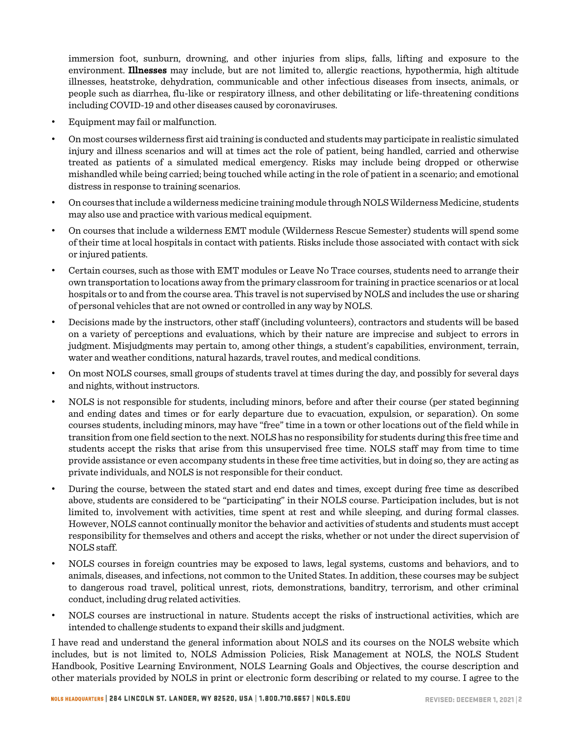immersion foot, sunburn, drowning, and other injuries from slips, falls, lifting and exposure to the environment. **Illnesses** may include, but are not limited to, allergic reactions, hypothermia, high altitude illnesses, heatstroke, dehydration, communicable and other infectious diseases from insects, animals, or people such as diarrhea, flu-like or respiratory illness, and other debilitating or life-threatening conditions including COVID-19 and other diseases caused by coronaviruses.

- Equipment may fail or malfunction.
- On most courses wilderness first aid training is conducted and students may participate in realistic simulated injury and illness scenarios and will at times act the role of patient, being handled, carried and otherwise treated as patients of a simulated medical emergency. Risks may include being dropped or otherwise mishandled while being carried; being touched while acting in the role of patient in a scenario; and emotional distress in response to training scenarios.
- On courses that include a wilderness medicine training module through NOLS Wilderness Medicine, students may also use and practice with various medical equipment.
- On courses that include a wilderness EMT module (Wilderness Rescue Semester) students will spend some of their time at local hospitals in contact with patients. Risks include those associated with contact with sick or injured patients.
- Certain courses, such as those with EMT modules or Leave No Trace courses, students need to arrange their own transportation to locations away from the primary classroom for training in practice scenarios or at local hospitals or to and from the course area. This travel is not supervised by NOLS and includes the use or sharing of personal vehicles that are not owned or controlled in any way by NOLS.
- Decisions made by the instructors, other staff (including volunteers), contractors and students will be based on a variety of perceptions and evaluations, which by their nature are imprecise and subject to errors in judgment. Misjudgments may pertain to, among other things, a student's capabilities, environment, terrain, water and weather conditions, natural hazards, travel routes, and medical conditions.
- On most NOLS courses, small groups of students travel at times during the day, and possibly for several days and nights, without instructors.
- NOLS is not responsible for students, including minors, before and after their course (per stated beginning and ending dates and times or for early departure due to evacuation, expulsion, or separation). On some courses students, including minors, may have "free" time in a town or other locations out of the field while in transition from one field section to the next. NOLS has no responsibility for students during this free time and students accept the risks that arise from this unsupervised free time. NOLS staff may from time to time provide assistance or even accompany students in these free time activities, but in doing so, they are acting as private individuals, and NOLS is not responsible for their conduct.
- During the course, between the stated start and end dates and times, except during free time as described above, students are considered to be "participating" in their NOLS course. Participation includes, but is not limited to, involvement with activities, time spent at rest and while sleeping, and during formal classes. However, NOLS cannot continually monitor the behavior and activities of students and students must accept responsibility for themselves and others and accept the risks, whether or not under the direct supervision of NOLS staff.
- NOLS courses in foreign countries may be exposed to laws, legal systems, customs and behaviors, and to animals, diseases, and infections, not common to the United States. In addition, these courses may be subject to dangerous road travel, political unrest, riots, demonstrations, banditry, terrorism, and other criminal conduct, including drug related activities.
- NOLS courses are instructional in nature. Students accept the risks of instructional activities, which are intended to challenge students to expand their skills and judgment.

I have read and understand the general information about NOLS and its courses on the NOLS website which includes, but is not limited to, NOLS Admission Policies, Risk Management at NOLS, the NOLS Student Handbook, Positive Learning Environment, NOLS Learning Goals and Objectives, the course description and other materials provided by NOLS in print or electronic form describing or related to my course. I agree to the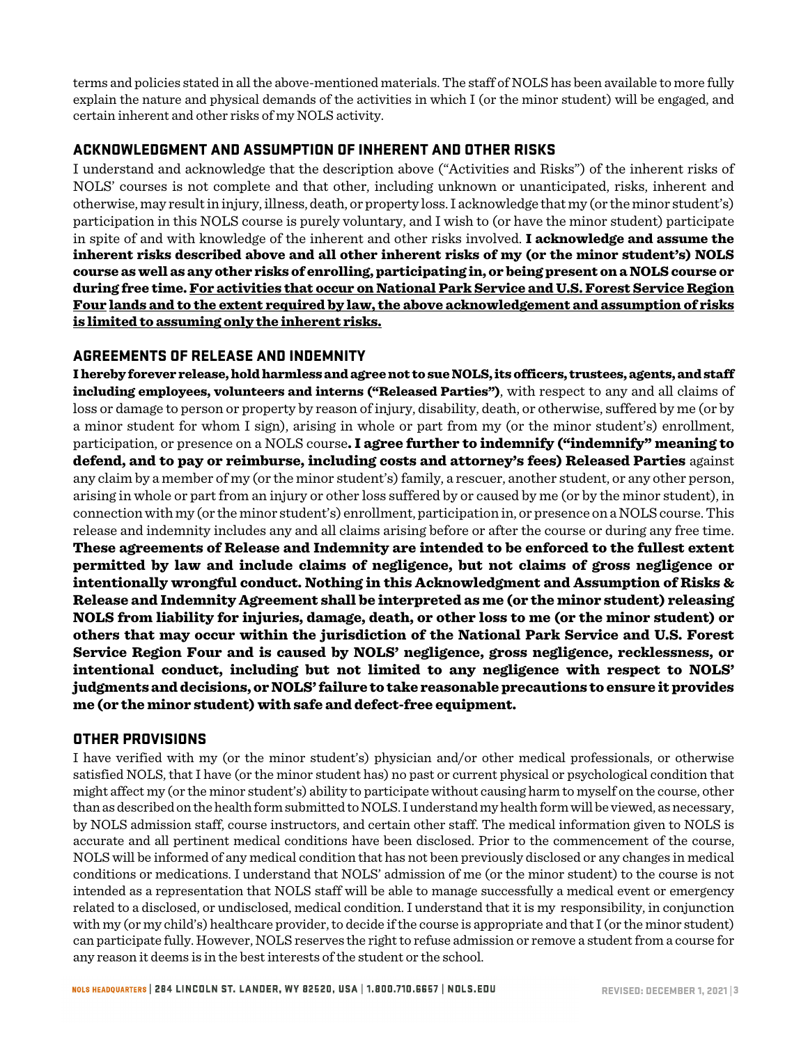terms and policies stated in all the above-mentioned materials. The staff of NOLS has been available to more fully explain the nature and physical demands of the activities in which I (or the minor student) will be engaged, and certain inherent and other risks of my NOLS activity.

## ACKNOWLEDGMENT AND ASSUMPTION OF INHERENT AND OTHER RISKS

I understand and acknowledge that the description above ("Activities and Risks") of the inherent risks of NOLS' courses is not complete and that other, including unknown or unanticipated, risks, inherent and otherwise, may result in injury, illness, death, or property loss. I acknowledge that my (or the minor student's) participation in this NOLS course is purely voluntary, and I wish to (or have the minor student) participate in spite of and with knowledge of the inherent and other risks involved. **I acknowledge and assume the inherent risks described above and all other inherent risks of my (or the minor student's) NOLS course as well as any other risks of enrolling, participating in, or being present on a NOLS course or during free time. <u>For activities that occur on National Park Service and U.S. Forest Service Region Four lands and to the extent required by law, the above acknowledgement and assumption of risks is limited to assuming only the inherent risks.</u>**

## AGREEMENTS OF RELEASE AND INDEMNITY

**I hereby forever release, hold harmless and agree not to sue NOLS, its officers, trustees, agents, and staff including employees, volunteers and interns ("Released Parties")**, with respect to any and all claims of loss or damage to person or property by reason of injury, disability, death, or otherwise, suffered by me (or by a minor student for whom I sign), arising in whole or part from my (or the minor student's) enrollment, participation, or presence on a NOLS course**. I agree further to indemnify ("indemnify" meaning to defend, and to pay or reimburse, including costs and attorney's fees) Released Parties** against any claim by a member of my (or the minor student's) family, a rescuer, another student, or any other person, arising in whole or part from an injury or other loss suffered by or caused by me (or by the minor student), in connection with my (or the minor student's) enrollment, participation in, or presence on a NOLS course. This release and indemnity includes any and all claims arising before or after the course or during any free time. **These agreements of Release and Indemnity are intended to be enforced to the fullest extent permitted by law and include claims of negligence, but not claims of gross negligence or intentionally wrongful conduct. Nothing in this Acknowledgment and Assumption of Risks & Release and Indemnity Agreement shall be interpreted as me (or the minor student) releasing NOLS from liability for injuries, damage, death, or other loss to me (or the minor student) or others that may occur within the jurisdiction of the National Park Service and U.S. Forest Service Region Four and is caused by NOLS' negligence, gross negligence, recklessness, or intentional conduct, including but not limited to any negligence with respect to NOLS' judgments and decisions, or NOLS' failure to take reasonable precautions to ensure it provides me (or the minor student) with safe and defect-free equipment.**

## OTHER PROVISIONS

I have verified with my (or the minor student's) physician and/or other medical professionals, or otherwise satisfied NOLS, that I have (or the minor student has) no past or current physical or psychological condition that might affect my (or the minor student's) ability to participate without causing harm to myself on the course, other than as described on the health form submitted to NOLS. I understand my health form will be viewed, as necessary, by NOLS admission staff, course instructors, and certain other staff. The medical information given to NOLS is accurate and all pertinent medical conditions have been disclosed. Prior to the commencement of the course, NOLS will be informed of any medical condition that has not been previously disclosed or any changes in medical conditions or medications. I understand that NOLS' admission of me (or the minor student) to the course is not intended as a representation that NOLS staff will be able to manage successfully a medical event or emergency related to a disclosed, or undisclosed, medical condition. I understand that it is my responsibility, in conjunction with my (or my child's) healthcare provider, to decide if the course is appropriate and that I (or the minor student) can participate fully. However, NOLS reserves the right to refuse admission or remove a student from a course for any reason it deems is in the best interests of the student or the school.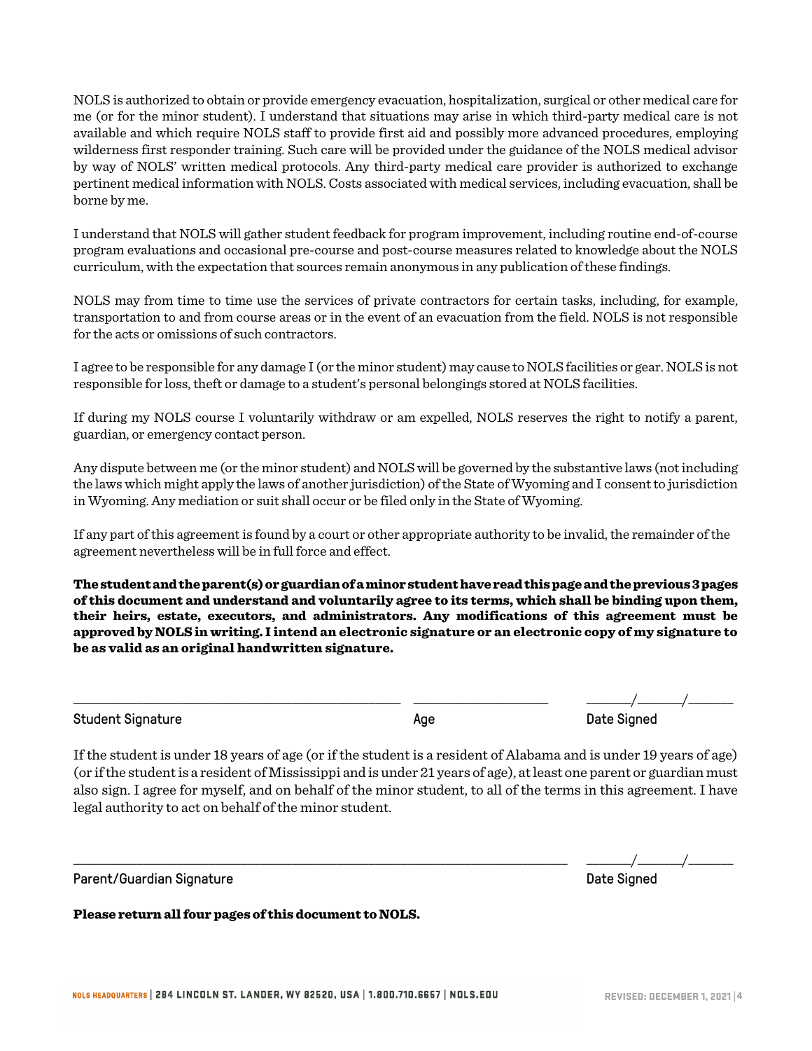NOLS is authorized to obtain or provide emergency evacuation, hospitalization, surgical or other medical care for me (or for the minor student). I understand that situations may arise in which third-party medical care is not available and which require NOLS staff to provide first aid and possibly more advanced procedures, employing wilderness first responder training. Such care will be provided under the guidance of the NOLS medical advisor by way of NOLS' written medical protocols. Any third-party medical care provider is authorized to exchange pertinent medical information with NOLS. Costs associated with medical services, including evacuation, shall be borne by me.

I understand that NOLS will gather student feedback for program improvement, including routine end-of-course program evaluations and occasional pre-course and post-course measures related to knowledge about the NOLS curriculum, with the expectation that sources remain anonymous in any publication of these findings.

NOLS may from time to time use the services of private contractors for certain tasks, including, for example, transportation to and from course areas or in the event of an evacuation from the field. NOLS is not responsible for the acts or omissions of such contractors.

I agree to be responsible for any damage I (or the minor student) may cause to NOLS facilities or gear. NOLS is not responsible for loss, theft or damage to a student's personal belongings stored at NOLS facilities.

If during my NOLS course I voluntarily withdraw or am expelled, NOLS reserves the right to notify a parent, guardian, or emergency contact person.

Any dispute between me (or the minor student) and NOLS will be governed by the substantive laws (not including the laws which might apply the laws of another jurisdiction) of the State of Wyoming and I consent to jurisdiction in Wyoming. Any mediation or suit shall occur or be filed only in the State of Wyoming.

If any part of this agreement is found by a court or other appropriate authority to be invalid, the remainder of the agreement nevertheless will be in full force and effect.

**The student and the parent(s) or guardian of a minor student have read this page and the previous 3 pages of this document and understand and voluntarily agree to its terms, which shall be binding upon them, their heirs, estate, executors, and administrators. Any modifications of this agreement must be approved by NOLS in writing. I intend an electronic signature or an electronic copy of my signature to be as valid as an original handwritten signature.**

______________________________ &nbsp; ____________ &nbsp; _____/_____/_____

Student Signature &nbsp;&nbsp;&nbsp; Age &nbsp;&nbsp;&nbsp; Date Signed

If the student is under 18 years of age (or if the student is a resident of Alabama and is under 19 years of age) (or if the student is a resident of Mississippi and is under 21 years of age), at least one parent or guardian must also sign. I agree for myself, and on behalf of the minor student, to all of the terms in this agreement. I have legal authority to act on behalf of the minor student.

______________________________________________ &nbsp; _____/_____/_____

Parent/Guardian Signature &nbsp;&nbsp;&nbsp; Date Signed

**Please return all four pages of this document to NOLS.**

NOLS HEADQUARTERS | 284 LINCOLN ST. LANDER, WY 82520, USA | 1.800.710.6657 | NOLS.EDU

REVISED: DECEMBER 1, 2021